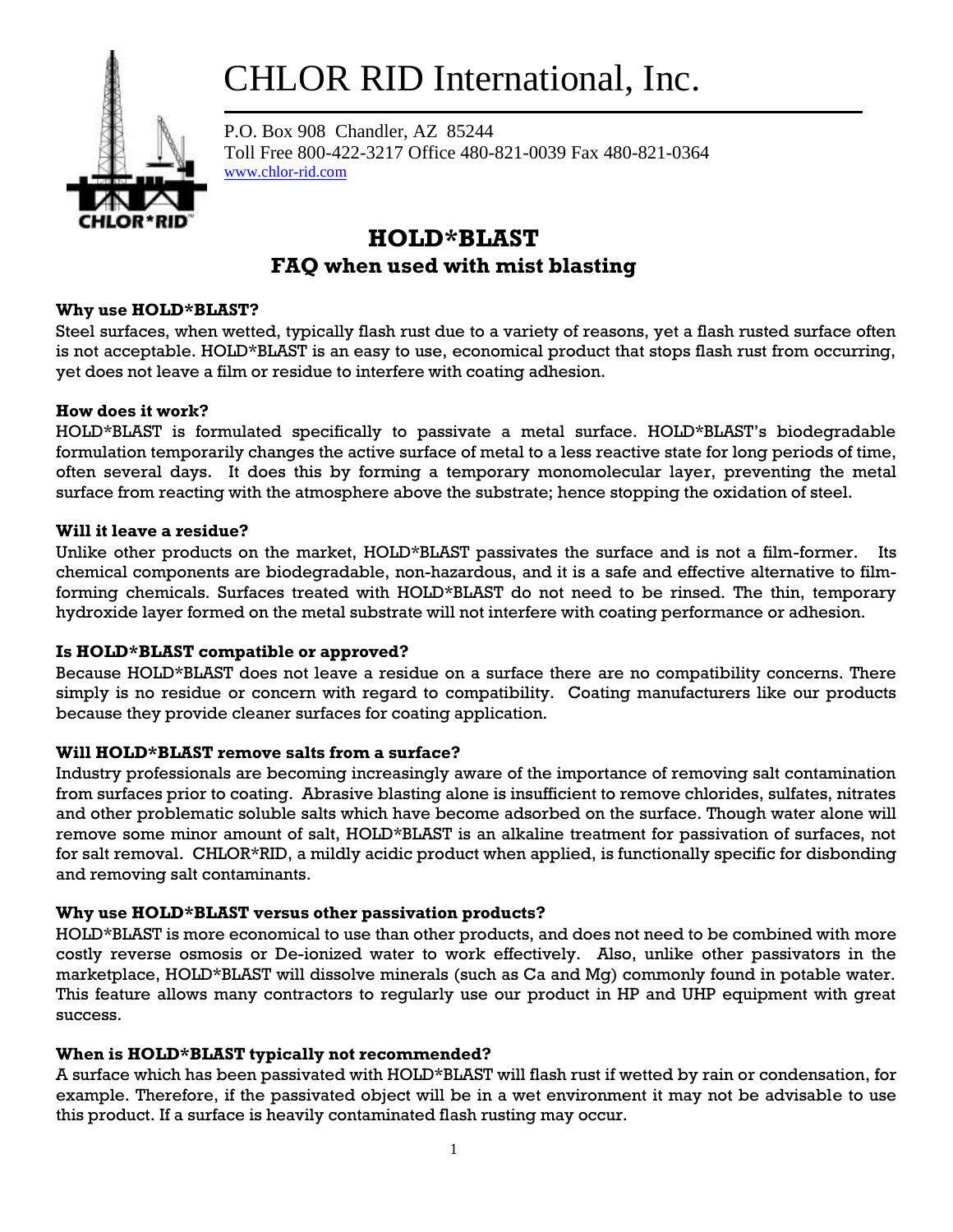# CHLOR RID International, Inc.

P.O. Box 908 Chandler, AZ 85244
Toll Free 800-422-3217 Office 480-821-0039 Fax 480-821-0364
www.chlor-rid.com

## HOLD*BLAST

### FAQ when used with mist blasting

**Why use HOLD*BLAST?**

Steel surfaces, when wetted, typically flash rust due to a variety of reasons, yet a flash rusted surface often is not acceptable. HOLD*BLAST is an easy to use, economical product that stops flash rust from occurring, yet does not leave a film or residue to interfere with coating adhesion.

**How does it work?**

HOLD*BLAST is formulated specifically to passivate a metal surface. HOLD*BLAST's biodegradable formulation temporarily changes the active surface of metal to a less reactive state for long periods of time, often several days. It does this by forming a temporary monomolecular layer, preventing the metal surface from reacting with the atmosphere above the substrate; hence stopping the oxidation of steel.

**Will it leave a residue?**

Unlike other products on the market, HOLD*BLAST passivates the surface and is not a film-former. Its chemical components are biodegradable, non-hazardous, and it is a safe and effective alternative to film-forming chemicals. Surfaces treated with HOLD*BLAST do not need to be rinsed. The thin, temporary hydroxide layer formed on the metal substrate will not interfere with coating performance or adhesion.

**Is HOLD*BLAST compatible or approved?**

Because HOLD*BLAST does not leave a residue on a surface there are no compatibility concerns. There simply is no residue or concern with regard to compatibility. Coating manufacturers like our products because they provide cleaner surfaces for coating application.

**Will HOLD*BLAST remove salts from a surface?**

Industry professionals are becoming increasingly aware of the importance of removing salt contamination from surfaces prior to coating. Abrasive blasting alone is insufficient to remove chlorides, sulfates, nitrates and other problematic soluble salts which have become adsorbed on the surface. Though water alone will remove some minor amount of salt, HOLD*BLAST is an alkaline treatment for passivation of surfaces, not for salt removal. CHLOR*RID, a mildly acidic product when applied, is functionally specific for disbonding and removing salt contaminants.

**Why use HOLD*BLAST versus other passivation products?**

HOLD*BLAST is more economical to use than other products, and does not need to be combined with more costly reverse osmosis or De-ionized water to work effectively. Also, unlike other passivators in the marketplace, HOLD*BLAST will dissolve minerals (such as Ca and Mg) commonly found in potable water. This feature allows many contractors to regularly use our product in HP and UHP equipment with great success.

**When is HOLD*BLAST typically not recommended?**

A surface which has been passivated with HOLD*BLAST will flash rust if wetted by rain or condensation, for example. Therefore, if the passivated object will be in a wet environment it may not be advisable to use this product. If a surface is heavily contaminated flash rusting may occur.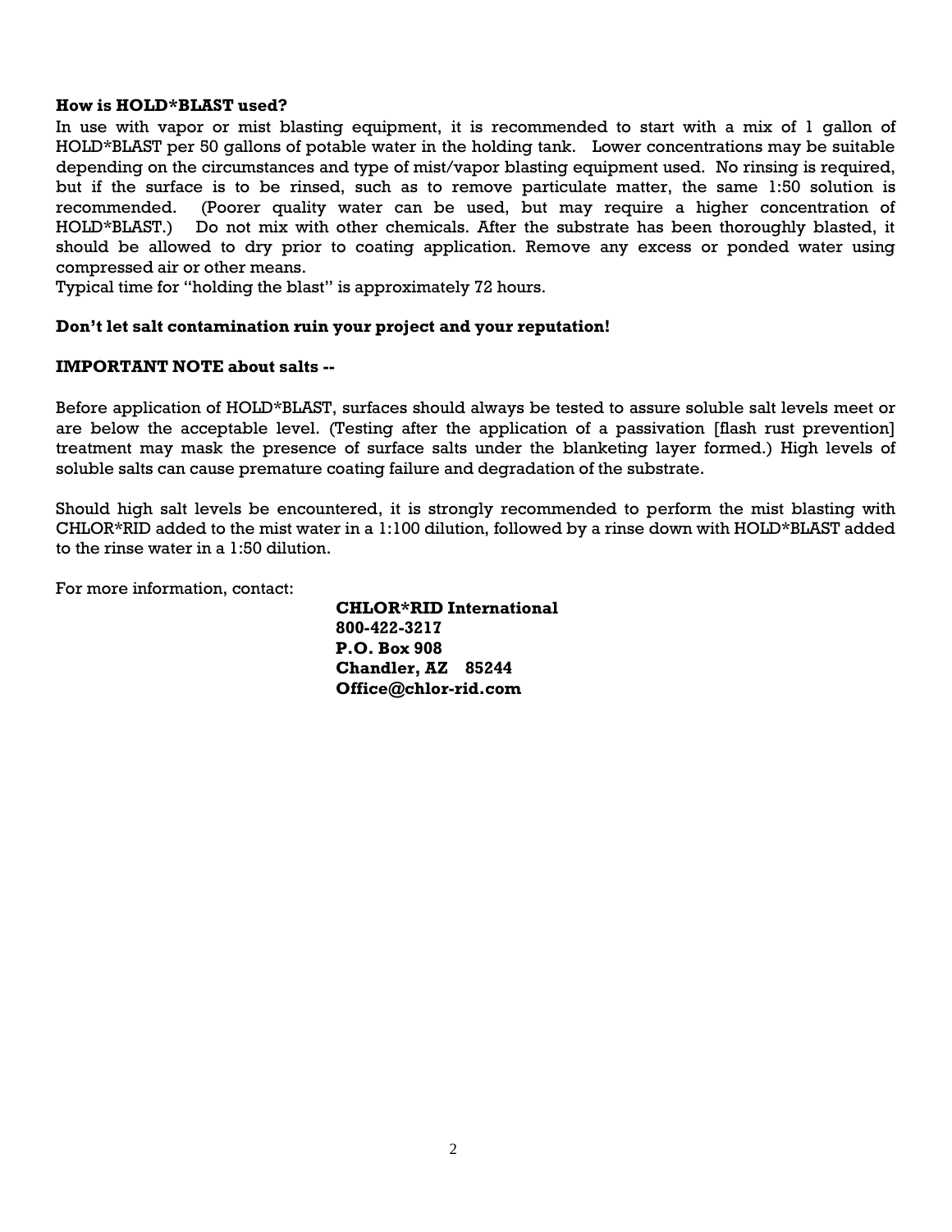**How is HOLD*BLAST used?**

In use with vapor or mist blasting equipment, it is recommended to start with a mix of 1 gallon of HOLD*BLAST per 50 gallons of potable water in the holding tank. Lower concentrations may be suitable depending on the circumstances and type of mist/vapor blasting equipment used. No rinsing is required, but if the surface is to be rinsed, such as to remove particulate matter, the same 1:50 solution is recommended. (Poorer quality water can be used, but may require a higher concentration of HOLD*BLAST.) Do not mix with other chemicals. After the substrate has been thoroughly blasted, it should be allowed to dry prior to coating application. Remove any excess or ponded water using compressed air or other means.

Typical time for "holding the blast" is approximately 72 hours.

**Don't let salt contamination ruin your project and your reputation!**

**IMPORTANT NOTE about salts --**

Before application of HOLD*BLAST, surfaces should always be tested to assure soluble salt levels meet or are below the acceptable level. (Testing after the application of a passivation [flash rust prevention] treatment may mask the presence of surface salts under the blanketing layer formed.) High levels of soluble salts can cause premature coating failure and degradation of the substrate.

Should high salt levels be encountered, it is strongly recommended to perform the mist blasting with CHLOR*RID added to the mist water in a 1:100 dilution, followed by a rinse down with HOLD*BLAST added to the rinse water in a 1:50 dilution.

For more information, contact:

**CHLOR*RID International**
**800-422-3217**
**P.O. Box 908**
**Chandler, AZ 85244**
**Office@chlor-rid.com**